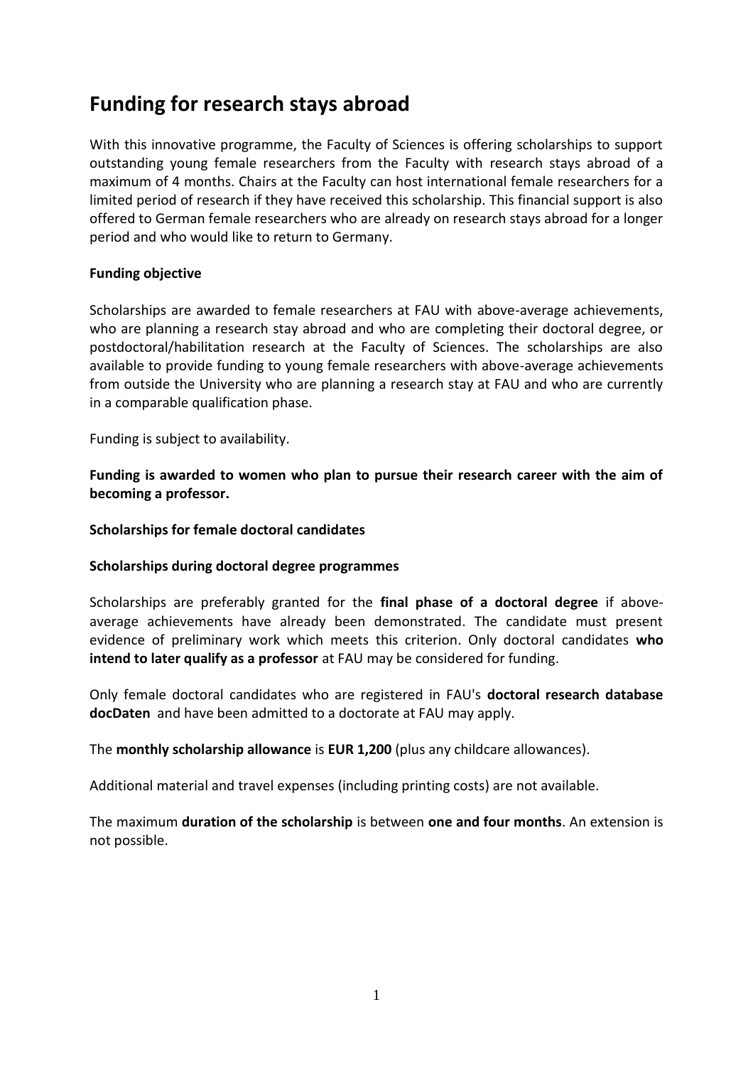# Funding for research stays abroad

With this innovative programme, the Faculty of Sciences is offering scholarships to support outstanding young female researchers from the Faculty with research stays abroad of a maximum of 4 months. Chairs at the Faculty can host international female researchers for a limited period of research if they have received this scholarship. This financial support is also offered to German female researchers who are already on research stays abroad for a longer period and who would like to return to Germany.

**Funding objective**

Scholarships are awarded to female researchers at FAU with above-average achievements, who are planning a research stay abroad and who are completing their doctoral degree, or postdoctoral/habilitation research at the Faculty of Sciences. The scholarships are also available to provide funding to young female researchers with above-average achievements from outside the University who are planning a research stay at FAU and who are currently in a comparable qualification phase.

Funding is subject to availability.

**Funding is awarded to women who plan to pursue their research career with the aim of becoming a professor.**

**Scholarships for female doctoral candidates**

**Scholarships during doctoral degree programmes**

Scholarships are preferably granted for the **final phase of a doctoral degree** if above-average achievements have already been demonstrated. The candidate must present evidence of preliminary work which meets this criterion. Only doctoral candidates **who intend to later qualify as a professor** at FAU may be considered for funding.

Only female doctoral candidates who are registered in FAU's **doctoral research database docDaten** and have been admitted to a doctorate at FAU may apply.

The **monthly scholarship allowance** is **EUR 1,200** (plus any childcare allowances).

Additional material and travel expenses (including printing costs) are not available.

The maximum **duration of the scholarship** is between **one and four months**. An extension is not possible.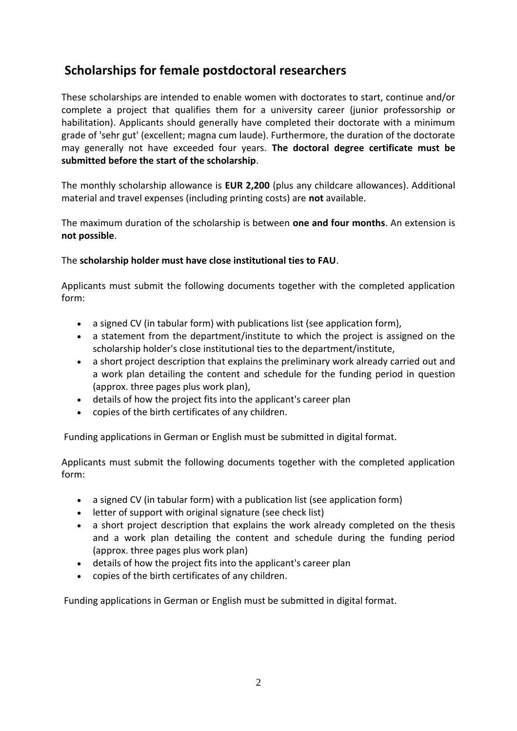## Scholarships for female postdoctoral researchers

These scholarships are intended to enable women with doctorates to start, continue and/or complete a project that qualifies them for a university career (junior professorship or habilitation). Applicants should generally have completed their doctorate with a minimum grade of 'sehr gut' (excellent; magna cum laude). Furthermore, the duration of the doctorate may generally not have exceeded four years. **The doctoral degree certificate must be submitted before the start of the scholarship**.

The monthly scholarship allowance is **EUR 2,200** (plus any childcare allowances). Additional material and travel expenses (including printing costs) are **not** available.

The maximum duration of the scholarship is between **one and four months**. An extension is **not possible**.

The **scholarship holder must have close institutional ties to FAU**.

Applicants must submit the following documents together with the completed application form:

- a signed CV (in tabular form) with publications list (see application form),
- a statement from the department/institute to which the project is assigned on the scholarship holder's close institutional ties to the department/institute,
- a short project description that explains the preliminary work already carried out and a work plan detailing the content and schedule for the funding period in question (approx. three pages plus work plan),
- details of how the project fits into the applicant's career plan
- copies of the birth certificates of any children.

Funding applications in German or English must be submitted in digital format.

Applicants must submit the following documents together with the completed application form:

- a signed CV (in tabular form) with a publication list (see application form)
- letter of support with original signature (see check list)
- a short project description that explains the work already completed on the thesis and a work plan detailing the content and schedule during the funding period (approx. three pages plus work plan)
- details of how the project fits into the applicant's career plan
- copies of the birth certificates of any children.

Funding applications in German or English must be submitted in digital format.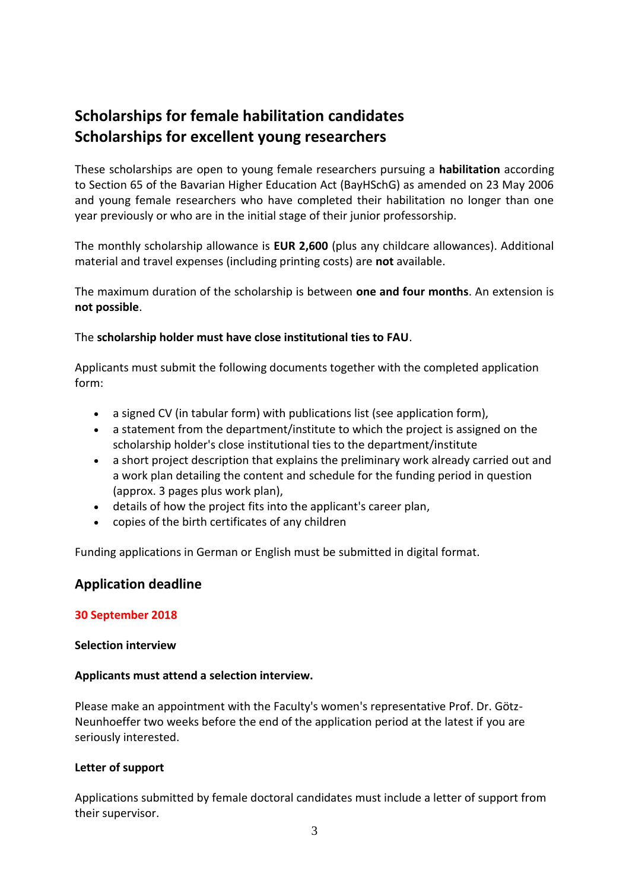## Scholarships for female habilitation candidates
## Scholarships for excellent young researchers

These scholarships are open to young female researchers pursuing a **habilitation** according to Section 65 of the Bavarian Higher Education Act (BayHSchG) as amended on 23 May 2006 and young female researchers who have completed their habilitation no longer than one year previously or who are in the initial stage of their junior professorship.

The monthly scholarship allowance is **EUR 2,600** (plus any childcare allowances). Additional material and travel expenses (including printing costs) are **not** available.

The maximum duration of the scholarship is between **one and four months**. An extension is **not possible**.

The **scholarship holder must have close institutional ties to FAU**.

Applicants must submit the following documents together with the completed application form:

- a signed CV (in tabular form) with publications list (see application form),
- a statement from the department/institute to which the project is assigned on the scholarship holder's close institutional ties to the department/institute
- a short project description that explains the preliminary work already carried out and a work plan detailing the content and schedule for the funding period in question (approx. 3 pages plus work plan),
- details of how the project fits into the applicant's career plan,
- copies of the birth certificates of any children

Funding applications in German or English must be submitted in digital format.

### Application deadline

**30 September 2018**

**Selection interview**

**Applicants must attend a selection interview.**

Please make an appointment with the Faculty's women's representative Prof. Dr. Götz-Neunhoeffer two weeks before the end of the application period at the latest if you are seriously interested.

**Letter of support**

Applications submitted by female doctoral candidates must include a letter of support from their supervisor.